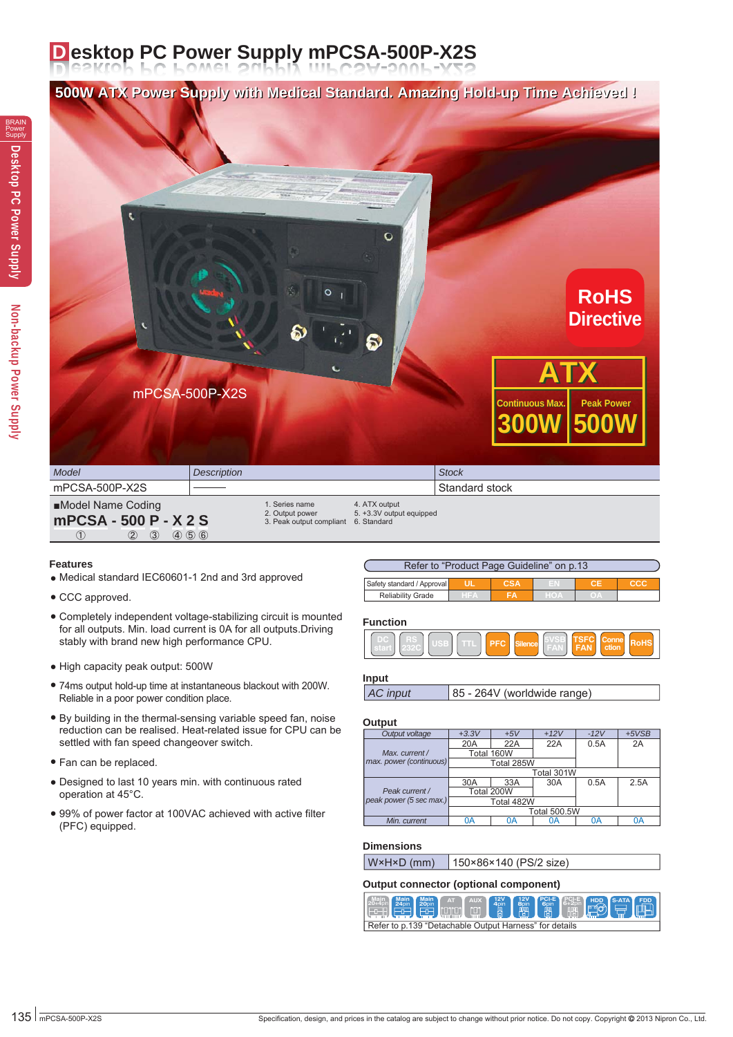# Desktop PC Power Supply mPCSA-500P-X2S

**500W ATX Power Supply with Medical Standard. Amazing Hold-up Time Achieved !**

mPCSA-500P-X2S

RoHS Directive

ATX

| Continuous Max. | Peak Power |
|---|---|
| 300W | 500W |

| Model | Description | Stock |
|---|---|---|
| mPCSA-500P-X2S | ——— | Standard stock |

■Model Name Coding

**mPCSA - 500 P - X 2 S**

① ② ③ ④ ⑤ ⑥

1. Series name
2. Output power
3. Peak output compliant
4. ATX output
5. +3.3V output equipped
6. Standard

## Features

- Medical standard IEC60601-1 2nd and 3rd approved
- CCC approved.
- Completely independent voltage-stabilizing circuit is mounted for all outputs. Min. load current is 0A for all outputs.Driving stably with brand new high performance CPU.
- High capacity peak output: 500W
- 74ms output hold-up time at instantaneous blackout with 200W. Reliable in a poor power condition place.
- By building in the thermal-sensing variable speed fan, noise reduction can be realised. Heat-related issue for CPU can be settled with fan speed changeover switch.
- Fan can be replaced.
- Designed to last 10 years min. with continuous rated operation at 45°C.
- 99% of power factor at 100VAC achieved with active filter (PFC) equipped.

Refer to "Product Page Guideline" on p.13

| Safety standard / Approval | UL | CSA | EN | CE | CCC |
|---|---|---|---|---|---|
| Reliability Grade | HFA | FA | HOA | OA | |

## Function

DC start | RS 232C | USB | TTL | PFC | Silence | 5VSB FAN | TSFC FAN | Connection | RoHS

## Input

| AC input | 85 - 264V (worldwide range) |
|---|---|

## Output

| Output voltage | +3.3V | +5V | +12V | -12V | +5VSB |
|---|---|---|---|---|---|
| Max. current / max. power (continuous) | 20A | 22A | 22A | 0.5A | 2A |
| | Total 160W | | | | |
| | Total 285W | | | | |
| | Total 301W | | | | |
| Peak current / peak power (5 sec max.) | 30A | 33A | 30A | 0.5A | 2.5A |
| | Total 200W | | | | |
| | Total 482W | | | | |
| | Total 500.5W | | | | |
| Min. current | 0A | 0A | 0A | 0A | 0A |

## Dimensions

| W×H×D (mm) | 150×86×140 (PS/2 size) |
|---|---|

## Output connector (optional component)

Main 20+4pin | Main 24pin | Main 20pin | AT | AUX | 12V 4pin | 12V 8pin | PCI-E 6pin | PCI-E 6+2pin | HDD | S-ATA | FDD

Refer to p.139 "Detachable Output Harness" for details

Specification, design, and prices in the catalog are subject to change without prior notice. Do not copy. Copyright © 2013 Nipron Co., Ltd.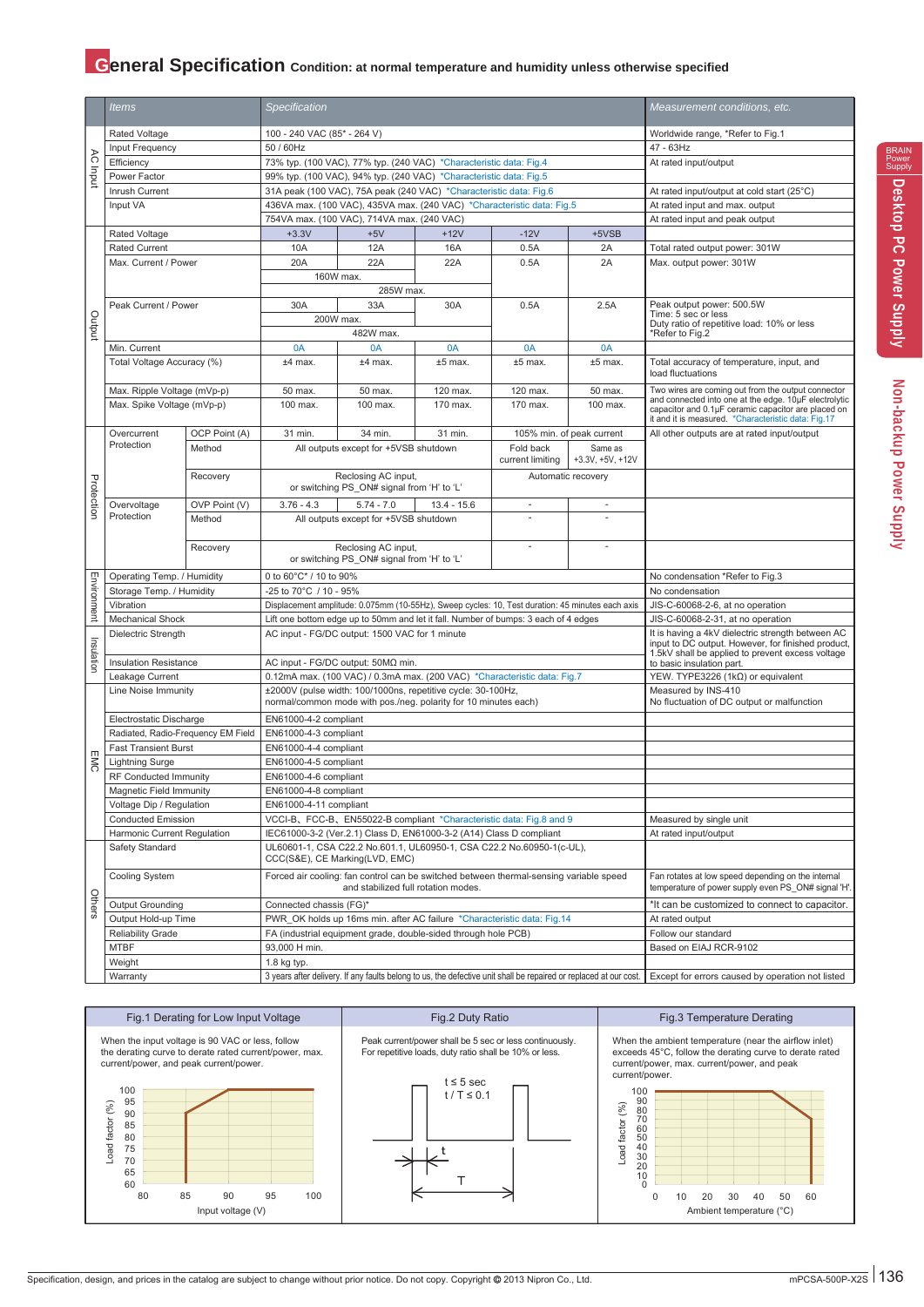# General Specification Condition: at normal temperature and humidity unless otherwise specified

| | Items | | Specification | | | | | Measurement conditions, etc. |
|---|---|---|---|---|---|---|---|---|
| AC Input | Rated Voltage | | 100 - 240 VAC (85* - 264 V) | | | | | Worldwide range, *Refer to Fig.1 |
| | Input Frequency | | 50 / 60Hz | | | | | 47 - 63Hz |
| | Efficiency | | 73% typ. (100 VAC), 77% typ. (240 VAC) *Characteristic data: Fig.4 | | | | | At rated input/output |
| | Power Factor | | 99% typ. (100 VAC), 94% typ. (240 VAC) *Characteristic data: Fig.5 | | | | | |
| | Inrush Current | | 31A peak (100 VAC), 75A peak (240 VAC) *Characteristic data: Fig.6 | | | | | At rated input/output at cold start (25°C) |
| | Input VA | | 436VA max. (100 VAC), 435VA max. (240 VAC) *Characteristic data: Fig.5 | | | | | At rated input and max. output |
| | | | 754VA max. (100 VAC), 714VA max. (240 VAC) | | | | | At rated input and peak output |
| Output | Rated Voltage | | +3.3V | +5V | +12V | -12V | +5VSB | |
| | Rated Current | | 10A | 12A | 16A | 0.5A | 2A | Total rated output power: 301W |
| | Max. Current / Power | | 20A | 22A | 22A | 0.5A | 2A | Max. output power: 301W |
| | | | 160W max. | | | | | |
| | | | 285W max. | | | | | |
| | Peak Current / Power | | 30A | 33A | 30A | 0.5A | 2.5A | Peak output power: 500.5W<br>Time: 5 sec or less<br>Duty ratio of repetitive load: 10% or less<br>*Refer to Fig.2 |
| | | | 200W max. | | | | | |
| | | | 482W max. | | | | | |
| | Min. Current | | 0A | 0A | 0A | 0A | 0A | |
| | Total Voltage Accuracy (%) | | ±4 max. | ±4 max. | ±5 max. | ±5 max. | ±5 max. | Total accuracy of temperature, input, and load fluctuations |
| | Max. Ripple Voltage (mVp-p) | | 50 max. | 50 max. | 120 max. | 120 max. | 50 max. | Two wires are coming out from the output connector and connected into one at the edge. 10μF electrolytic capacitor and 0.1μF ceramic capacitor are placed on it and it is measured. *Characteristic data: Fig.17 |
| | Max. Spike Voltage (mVp-p) | | 100 max. | 100 max. | 170 max. | 170 max. | 100 max. | |
| Protection | Overcurrent Protection | OCP Point (A) | 31 min. | 34 min. | 31 min. | 105% min. of peak current | | All other outputs are at rated input/output |
| | | Method | All outputs except for +5VSB shutdown | | | Fold back current limiting | Same as +3.3V, +5V, +12V | |
| | | Recovery | Reclosing AC input, or switching PS_ON# signal from 'H' to 'L' | | | Automatic recovery | | |
| | Overvoltage Protection | OVP Point (V) | 3.76 - 4.3 | 5.74 - 7.0 | 13.4 - 15.6 | - | - | |
| | | Method | All outputs except for +5VSB shutdown | | | - | - | |
| | | Recovery | Reclosing AC input, or switching PS_ON# signal from 'H' to 'L' | | | - | - | |
| Environment | Operating Temp. / Humidity | | 0 to 60°C* / 10 to 90% | | | | | No condensation *Refer to Fig.3 |
| | Storage Temp. / Humidity | | -25 to 70°C / 10 - 95% | | | | | No condensation |
| | Vibration | | Displacement amplitude: 0.075mm (10-55Hz), Sweep cycles: 10, Test duration: 45 minutes each axis | | | | | JIS-C-60068-2-6, at no operation |
| | Mechanical Shock | | Lift one bottom edge up to 50mm and let it fall. Number of bumps: 3 each of 4 edges | | | | | JIS-C-60068-2-31, at no operation |
| Insulation | Dielectric Strength | | AC input - FG/DC output: 1500 VAC for 1 minute | | | | | It is having a 4kV dielectric strength between AC input to DC output. However, for finished product, 1.5kV shall be applied to prevent excess voltage to basic insulation part. |
| | Insulation Resistance | | AC input - FG/DC output: 50MΩ min. | | | | | |
| | Leakage Current | | 0.12mA max. (100 VAC) / 0.3mA max. (200 VAC) *Characteristic data: Fig.7 | | | | | YEW. TYPE3226 (1kΩ) or equivalent |
| EMC | Line Noise Immunity | | ±2000V (pulse width: 100/1000ns, repetitive cycle: 30-100Hz, normal/common mode with pos./neg. polarity for 10 minutes each) | | | | | Measured by INS-410<br>No fluctuation of DC output or malfunction |
| | Electrostatic Discharge | | EN61000-4-2 compliant | | | | | |
| | Radiated, Radio-Frequency EM Field | | EN61000-4-3 compliant | | | | | |
| | Fast Transient Burst | | EN61000-4-4 compliant | | | | | |
| | Lightning Surge | | EN61000-4-5 compliant | | | | | |
| | RF Conducted Immunity | | EN61000-4-6 compliant | | | | | |
| | Magnetic Field Immunity | | EN61000-4-8 compliant | | | | | |
| | Voltage Dip / Regulation | | EN61000-4-11 compliant | | | | | |
| | Conducted Emission | | VCCI-B、FCC-B、EN55022-B compliant *Characteristic data: Fig.8 and 9 | | | | | Measured by single unit |
| | Harmonic Current Regulation | | IEC61000-3-2 (Ver.2.1) Class D, EN61000-3-2 (A14) Class D compliant | | | | | At rated input/output |
| Others | Safety Standard | | UL60601-1, CSA C22.2 No.601.1, UL60950-1, CSA C22.2 No.60950-1(c-UL), CCC(S&E), CE Marking(LVD, EMC) | | | | | |
| | Cooling System | | Forced air cooling: fan control can be switched between thermal-sensing variable speed and stabilized full rotation modes. | | | | | Fan rotates at low speed depending on the internal temperature of power supply even PS_ON# signal 'H'. |
| | Output Grounding | | Connected chassis (FG)* | | | | | *It can be customized to connect to capacitor. |
| | Output Hold-up Time | | PWR_OK holds up 16ms min. after AC failure *Characteristic data: Fig.14 | | | | | At rated output |
| | Reliability Grade | | FA (industrial equipment grade, double-sided through hole PCB) | | | | | Follow our standard |
| | MTBF | | 93,000 H min. | | | | | Based on EIAJ RCR-9102 |
| | Weight | | 1.8 kg typ. | | | | | |
| | Warranty | | 3 years after delivery. If any faults belong to us, the defective unit shall be repaired or replaced at our cost. | | | | | Except for errors caused by operation not listed |

### Fig.1 Derating for Low Input Voltage

When the input voltage is 90 VAC or less, follow the derating curve to derate rated current/power, max. current/power, and peak current/power.

### Fig.2 Duty Ratio

Peak current/power shall be 5 sec or less continuously. For repetitive loads, duty ratio shall be 10% or less.

t ≤ 5 sec
t / T ≤ 0.1

### Fig.3 Temperature Derating

When the ambient temperature (near the airflow inlet) exceeds 45°C, follow the derating curve to derate rated current/power, max. current/power, and peak current/power.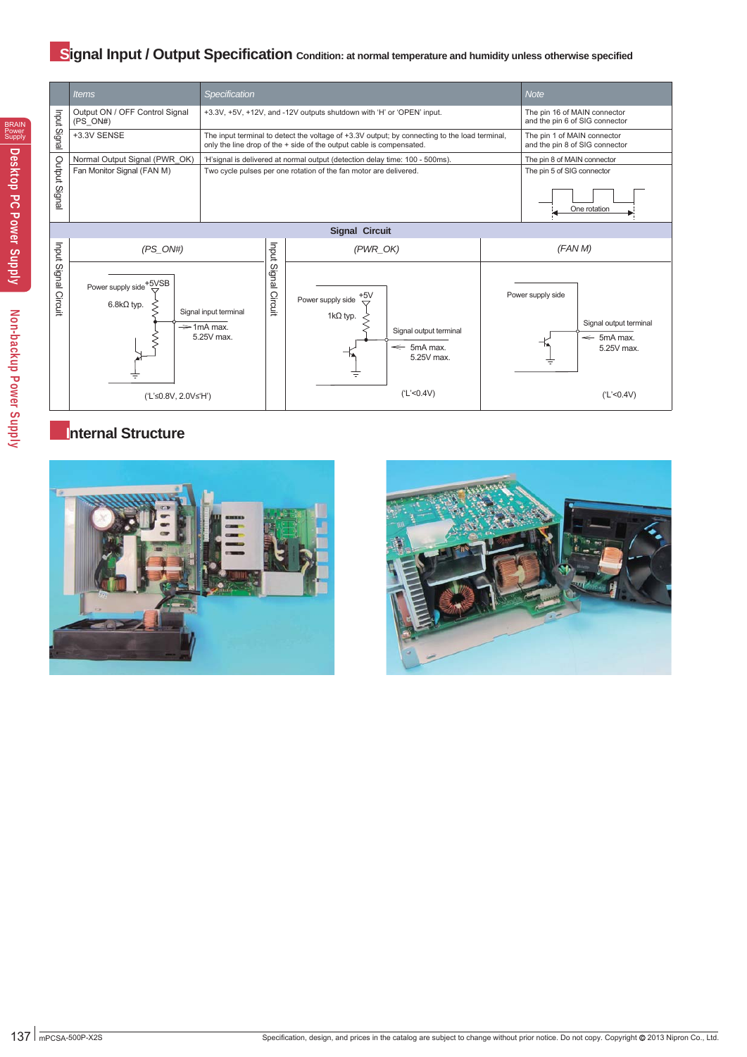## Signal Input / Output Specification Condition: at normal temperature and humidity unless otherwise specified

| | Items | Specification | Note |
|---|---|---|---|
| Input Signal | Output ON / OFF Control Signal (PS_ON#) | +3.3V, +5V, +12V, and -12V outputs shutdown with 'H' or 'OPEN' input. | The pin 16 of MAIN connector and the pin 6 of SIG connector |
| | +3.3V SENSE | The input terminal to detect the voltage of +3.3V output; by connecting to the load terminal, only the line drop of the + side of the output cable is compensated. | The pin 1 of MAIN connector and the pin 8 of SIG connector |
| Output Signal | Normal Output Signal (PWR_OK) | 'H'signal is delivered at normal output (detection delay time: 100 - 500ms). | The pin 8 of MAIN connector |
| | Fan Monitor Signal (FAN M) | Two cycle pulses per one rotation of the fan motor are delivered. | The pin 5 of SIG connector<br>One rotation |

**Signal Circuit**

| Input Signal Circuit (PS_ON#) | Input Signal Circuit (PWR_OK) | (FAN M) |
|---|---|---|
| Power supply side +5VSB<br>6.8kΩ typ.<br>Signal input terminal<br>1mA max.<br>5.25V max.<br>('L'≤0.8V, 2.0V≤'H') | Power supply side +5V<br>1kΩ typ.<br>Signal output terminal<br>5mA max.<br>5.25V max.<br>('L'<0.4V) | Power supply side<br>Signal output terminal<br>5mA max.<br>5.25V max.<br>('L'<0.4V) |

## Internal Structure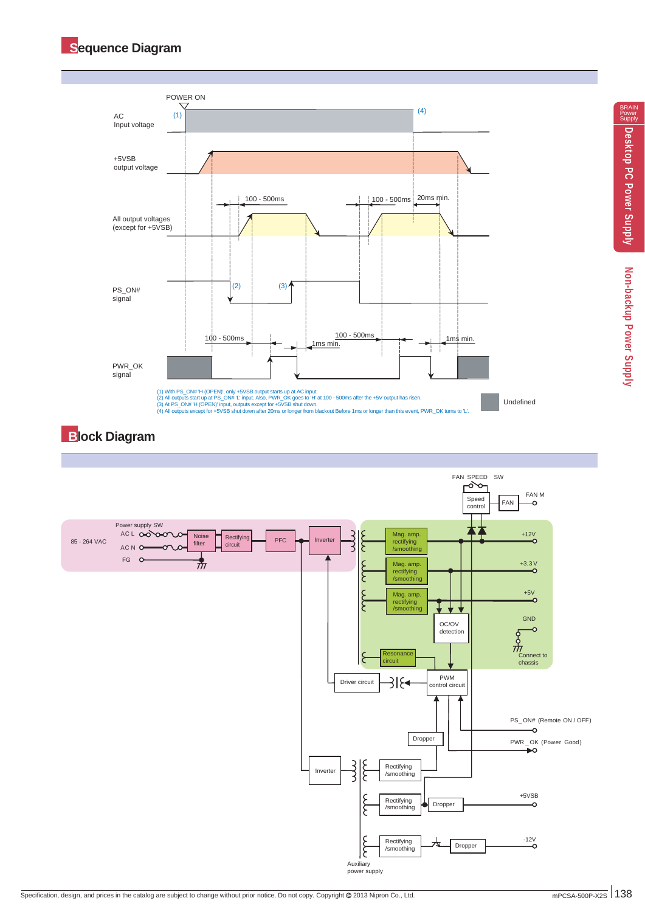## Sequence Diagram

POWER ON

AC Input voltage (1) (4)

+5VSB output voltage

All output voltages (except for +5VSB) 100 - 500ms 100 - 500ms 20ms min.

PS_ON# signal (2) (3)

PWR_OK signal 100 - 500ms 1ms min. 100 - 500ms 1ms min.

(1) With PS_ON# 'H (OPEN)', only +5VSB output starts up at AC input.
(2) All outputs start up at PS_ON# 'L' input. Also, PWR_OK goes to 'H' at 100 - 500ms after the +5V output has risen.
(3) At PS_ON# 'H (OPEN)' input, outputs except for +5VSB shut down.
(4) All outputs except for +5VSB shut down after 20ms or longer from blackout Before 1ms or longer than this event, PWR_OK turns to 'L'.

Undefined

## Block Diagram

FAN SPEED SW — Speed control — FAN — FAN M

85 - 264 VAC — Power supply SW — AC L, AC N, FG — Noise filter — Rectifying circuit — PFC — Inverter

Mag. amp. rectifying /smoothing — +12V

Mag. amp. rectifying /smoothing — +3.3 V

Mag. amp. rectifying /smoothing — +5V

OC/OV detection

GND — Connect to chassis

Resonance circuit

Driver circuit — PWM control circuit

PS_ON# (Remote ON / OFF)

PWR_OK (Power Good)

Dropper

Inverter — Rectifying /smoothing

Rectifying /smoothing — Dropper — +5VSB

Rectifying /smoothing — Dropper — -12V

Auxiliary power supply

Specification, design, and prices in the catalog are subject to change without prior notice. Do not copy. Copyright © 2013 Nipron Co., Ltd.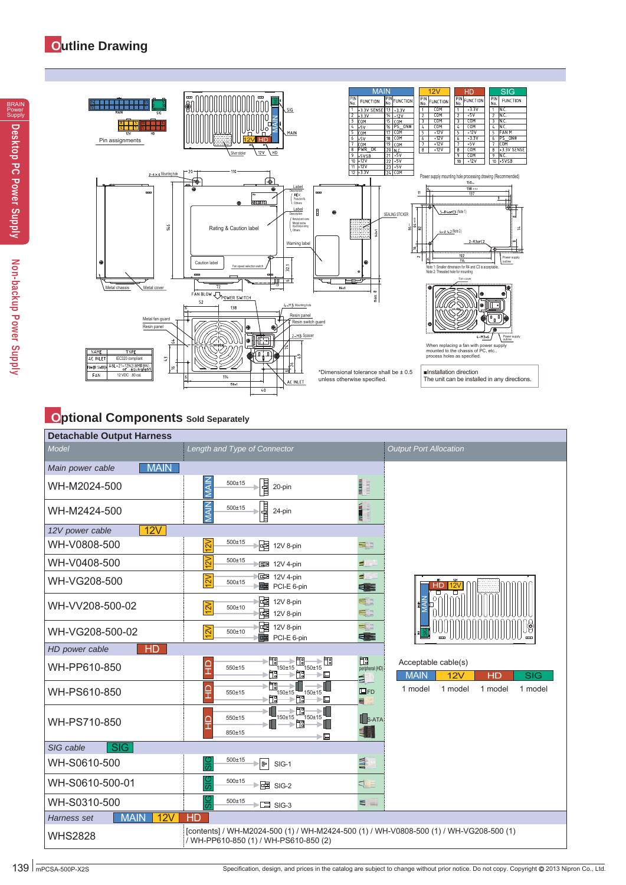## Outline Drawing

### Pin assignments

**MAIN**

| PIN No. | FUNCTION | PIN No. | FUNCTION |
|---|---|---|---|
| 1 | +3.3V SENSE | 13 | +3.3V |
| 2 | +3.3V | 14 | -12V |
| 3 | COM | 15 | COM |
| 4 | +5V | 16 | PS_ON# |
| 5 | COM | 17 | COM |
| 6 | +5V | 18 | COM |
| 7 | COM | 19 | COM |
| 8 | PWR_OK | 20 | N.C. |
| 9 | +5VSB | 21 | +5V |
| 10 | +12V | 22 | +5V |
| 11 | +12V | 23 | +5V |
| 12 | +3.3V | 24 | COM |

**12V**

| PIN No. | FUNCTION |
|---|---|
| 1 | COM |
| 2 | COM |
| 3 | COM |
| 4 | COM |
| 5 | +12V |
| 6 | +12V |
| 7 | +12V |
| 8 | +12V |

**HD**

| PIN No. | FUNCTION |
|---|---|
| 1 | +3.3V |
| 2 | +5V |
| 3 | COM |
| 4 | COM |
| 5 | +12V |
| 6 | +3.3V |
| 7 | +5V |
| 8 | COM |
| 9 | COM |
| 10 | +12V |

**SIG**

| PIN No. | FUNCTION |
|---|---|
| 1 | N.C. |
| 2 | N.C. |
| 3 | N.C. |
| 4 | N.C. |
| 5 | FAN M |
| 6 | PS_ON# |
| 7 | COM |
| 8 | +3.3V SENSE |
| 9 | N.C. |
| 10 | +5VSB |

| NAME | TYPE |
|---|---|
| AC INLET | IEC320 compliant |
| POWER SWITCH | A8L-21-12N2(OMRON) or equivalent |
| FAN | 12 VDC 80 cal. |

Power supply mounting hole processing drawing (Recommended)

Note 1: Smaller dimension for R4 and C3 is acceptable.
Note 2: Threaded hole for mounting

When replacing a fan with power supply mounted to the chassis of PC, etc., process holes as specified.

*Dimensional tolerance shall be ± 0.5 unless otherwise specified.

■Installation direction
The unit can be installed in any directions.

## Optional Components Sold Separately

**Detachable Output Harness**

| Model | Length and Type of Connector |
|---|---|
| *Main power cable* MAIN | |
| WH-M2024-500 | 500±15, 20-pin |
| WH-M2424-500 | 500±15, 24-pin |
| *12V power cable* 12V | |
| WH-V0808-500 | 500±15, 12V 8-pin |
| WH-V0408-500 | 500±15, 12V 4-pin |
| WH-VG208-500 | 500±15, 12V 4-pin / PCI-E 6-pin |
| WH-VV208-500-02 | 500±10, 12V 8-pin / 12V 8-pin |
| WH-VG208-500-02 | 500±10, 12V 8-pin / PCI-E 6-pin |
| *HD power cable* HD | |
| WH-PP610-850 | 550±15, 150±15, 150±15 |
| WH-PS610-850 | 550±15, 150±15, 150±15 |
| WH-PS710-850 | 550±15, 150±15, 150±15, 850±15 |
| *SIG cable* SIG | |
| WH-S0610-500 | 500±15, SIG-1 |
| WH-S0610-500-01 | 500±15, SIG-2 |
| WH-S0310-500 | 500±15, SIG-3 |
| *Harness set* MAIN 12V HD | |
| WHS2828 | [contents] / WH-M2024-500 (1) / WH-M2424-500 (1) / WH-V0808-500 (1) / WH-VG208-500 (1) / WH-PP610-850 (1) / WH-PS610-850 (2) |

Connectors: peripheral (HD), FD, S-ATA

**Output Port Allocation**

Acceptable cable(s)

| MAIN | 12V | HD | SIG |
|---|---|---|---|
| 1 model | 1 model | 1 model | 1 model |

mPCSA-500P-X2S

Specification, design, and prices in the catalog are subject to change without prior notice. Do not copy. Copyright © 2013 Nipron Co., Ltd.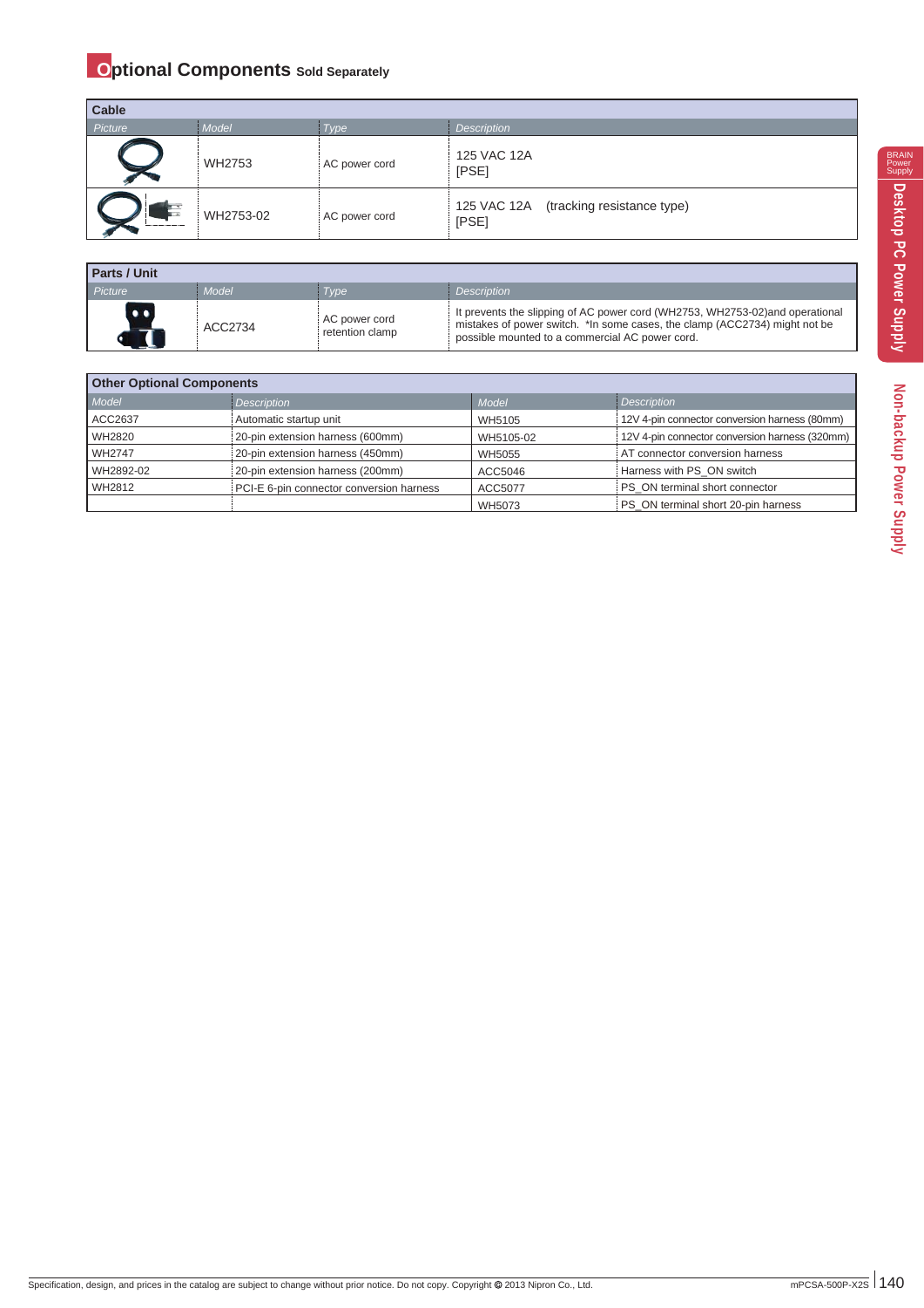# Optional Components Sold Separately

| Cable | | | |
|---|---|---|---|
| Picture | Model | Type | Description |
| | WH2753 | AC power cord | 125 VAC 12A [PSE] |
| | WH2753-02 | AC power cord | 125 VAC 12A (tracking resistance type) [PSE] |

| Parts / Unit | | | |
|---|---|---|---|
| Picture | Model | Type | Description |
| | ACC2734 | AC power cord retention clamp | It prevents the slipping of AC power cord (WH2753, WH2753-02)and operational mistakes of power switch. *In some cases, the clamp (ACC2734) might not be possible mounted to a commercial AC power cord. |

| Other Optional Components | | | |
|---|---|---|---|
| Model | Description | Model | Description |
| ACC2637 | Automatic startup unit | WH5105 | 12V 4-pin connector conversion harness (80mm) |
| WH2820 | 20-pin extension harness (600mm) | WH5105-02 | 12V 4-pin connector conversion harness (320mm) |
| WH2747 | 20-pin extension harness (450mm) | WH5055 | AT connector conversion harness |
| WH2892-02 | 20-pin extension harness (200mm) | ACC5046 | Harness with PS_ON switch |
| WH2812 | PCI-E 6-pin connector conversion harness | ACC5077 | PS_ON terminal short connector |
| | | WH5073 | PS_ON terminal short 20-pin harness |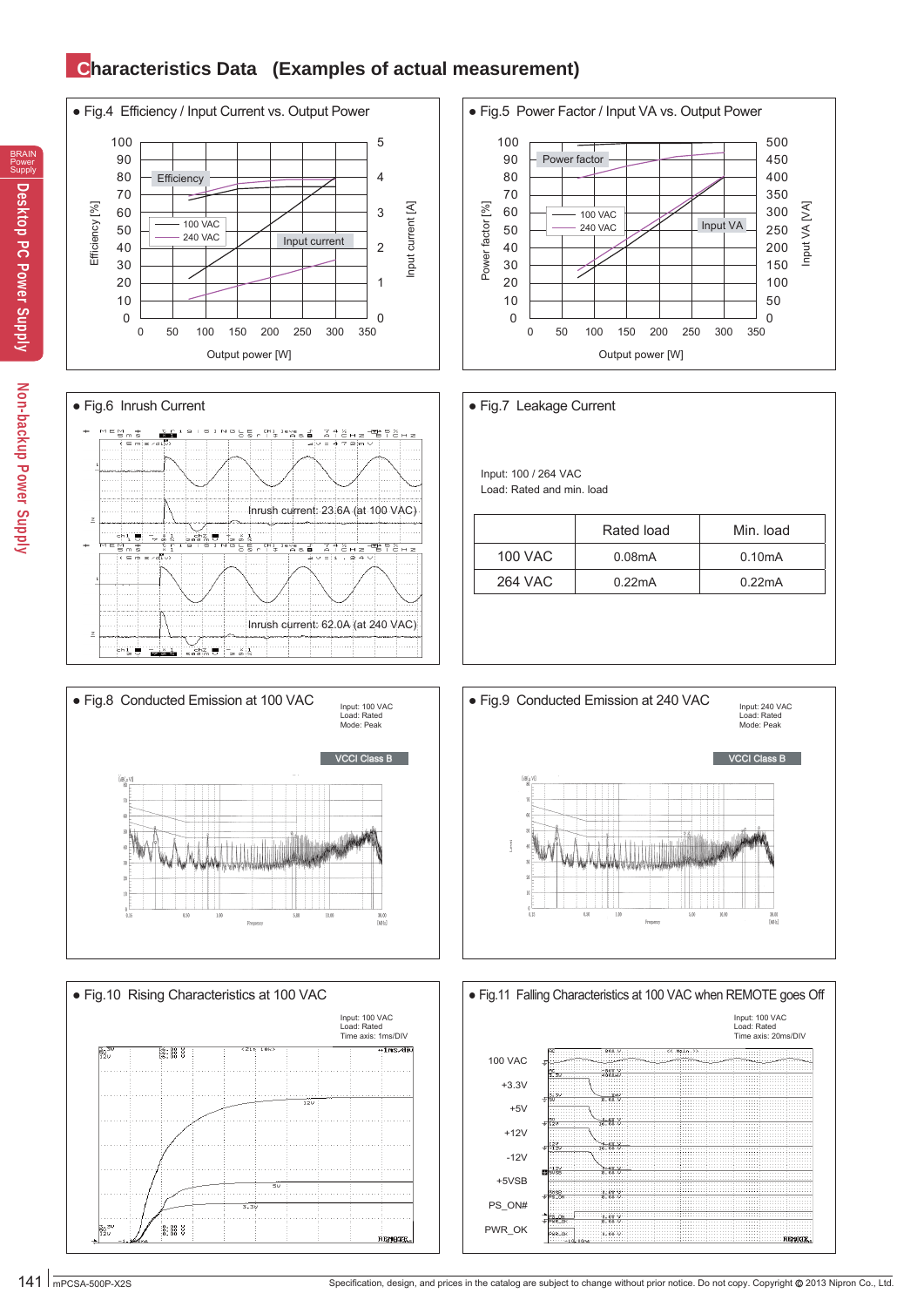# Characteristics Data (Examples of actual measurement)

● Fig.4 Efficiency / Input Current vs. Output Power

Efficiency [%] — Input current [A] — Output power [W]

Efficiency — Input current — 100 VAC — 240 VAC

● Fig.5 Power Factor / Input VA vs. Output Power

Power factor [%] — Input VA [VA] — Output power [W]

Power factor — Input VA — 100 VAC — 240 VAC

● Fig.6 Inrush Current

Inrush current: 23.6A (at 100 VAC)

Inrush current: 62.0A (at 240 VAC)

● Fig.7 Leakage Current

Input: 100 / 264 VAC
Load: Rated and min. load

| | Rated load | Min. load |
|---|---|---|
| 100 VAC | 0.08mA | 0.10mA |
| 264 VAC | 0.22mA | 0.22mA |

● Fig.8 Conducted Emission at 100 VAC

Input: 100 VAC
Load: Rated
Mode: Peak

VCCI Class B

● Fig.9 Conducted Emission at 240 VAC

Input: 240 VAC
Load: Rated
Mode: Peak

VCCI Class B

● Fig.10 Rising Characteristics at 100 VAC

Input: 100 VAC
Load: Rated
Time axis: 1ms/DIV

● Fig.11 Falling Characteristics at 100 VAC when REMOTE goes Off

Input: 100 VAC
Load: Rated
Time axis: 20ms/DIV

100 VAC — +3.3V — +5V — +12V — -12V — +5VSB — PS_ON# — PWR_OK

mPCSA-500P-X2S

Specification, design, and prices in the catalog are subject to change without prior notice. Do not copy. Copyright © 2013 Nipron Co., Ltd.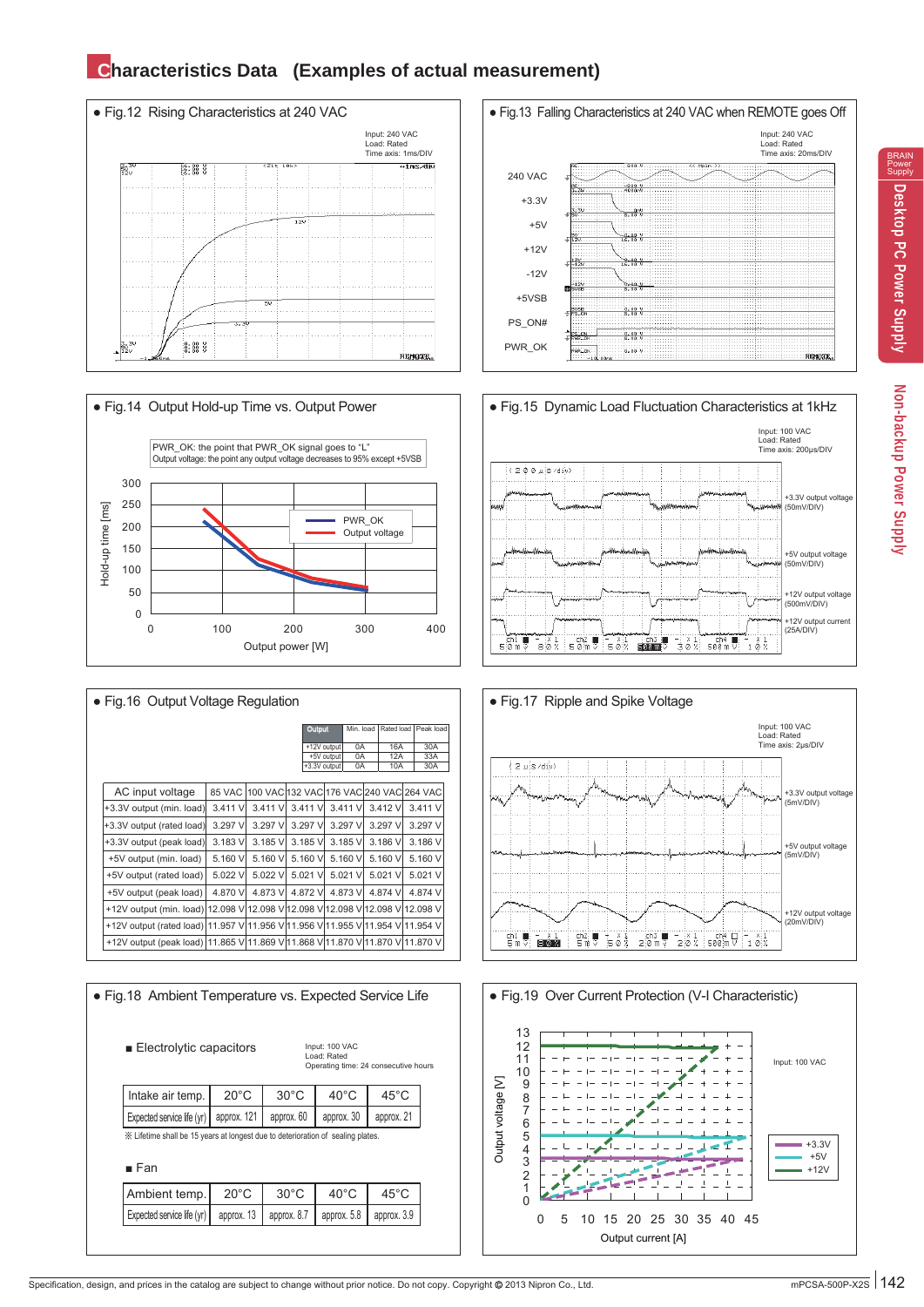# Characteristics Data (Examples of actual measurement)

● Fig.12 Rising Characteristics at 240 VAC

Input: 240 VAC
Load: Rated
Time axis: 1ms/DIV

12V
5V
3.3V

● Fig.13 Falling Characteristics at 240 VAC when REMOTE goes Off

Input: 240 VAC
Load: Rated
Time axis: 20ms/DIV

240 VAC
+3.3V
+5V
+12V
-12V
+5VSB
PS_ON#
PWR_OK

● Fig.14 Output Hold-up Time vs. Output Power

PWR_OK: the point that PWR_OK signal goes to "L"
Output voltage: the point any output voltage decreases to 95% except +5VSB

Hold-up time [ms]
300
250
200
150
100
50
0
0 100 200 300 400
Output power [W]

PWR_OK
Output voltage

● Fig.15 Dynamic Load Fluctuation Characteristics at 1kHz

Input: 100 VAC
Load: Rated
Time axis: 200μs/DIV

+3.3V output voltage (50mV/DIV)
+5V output voltage (50mV/DIV)
+12V output voltage (500mV/DIV)
+12V output current (25A/DIV)

● Fig.16 Output Voltage Regulation

| Output | Min. load | Rated load | Peak load |
|---|---|---|---|
| +12V output | 0A | 16A | 30A |
| +5V output | 0A | 12A | 33A |
| +3.3V output | 0A | 10A | 30A |

| AC input voltage | 85 VAC | 100 VAC | 132 VAC | 176 VAC | 240 VAC | 264 VAC |
|---|---|---|---|---|---|---|
| +3.3V output (min. load) | 3.411 V | 3.411 V | 3.411 V | 3.411 V | 3.412 V | 3.411 V |
| +3.3V output (rated load) | 3.297 V | 3.297 V | 3.297 V | 3.297 V | 3.297 V | 3.297 V |
| +3.3V output (peak load) | 3.183 V | 3.185 V | 3.185 V | 3.185 V | 3.186 V | 3.186 V |
| +5V output (min. load) | 5.160 V | 5.160 V | 5.160 V | 5.160 V | 5.160 V | 5.160 V |
| +5V output (rated load) | 5.022 V | 5.022 V | 5.021 V | 5.021 V | 5.021 V | 5.021 V |
| +5V output (peak load) | 4.870 V | 4.873 V | 4.872 V | 4.873 V | 4.874 V | 4.874 V |
| +12V output (min. load) | 12.098 V | 12.098 V | 12.098 V | 12.098 V | 12.098 V | 12.098 V |
| +12V output (rated load) | 11.957 V | 11.956 V | 11.956 V | 11.955 V | 11.954 V | 11.954 V |
| +12V output (peak load) | 11.865 V | 11.869 V | 11.868 V | 11.870 V | 11.870 V | 11.870 V |

● Fig.17 Ripple and Spike Voltage

Input: 100 VAC
Load: Rated
Time axis: 2μs/DIV

+3.3V output voltage (5mV/DIV)
+5V output voltage (5mV/DIV)
+12V output voltage (20mV/DIV)

● Fig.18 Ambient Temperature vs. Expected Service Life

■ Electrolytic capacitors

Input: 100 VAC
Load: Rated
Operating time: 24 consecutive hours

| Intake air temp. | 20°C | 30°C | 40°C | 45°C |
|---|---|---|---|---|
| Expected service life (yr) | approx. 121 | approx. 60 | approx. 30 | approx. 21 |

※ Lifetime shall be 15 years at longest due to deterioration of sealing plates.

■ Fan

| Ambient temp. | 20°C | 30°C | 40°C | 45°C |
|---|---|---|---|---|
| Expected service life (yr) | approx. 13 | approx. 8.7 | approx. 5.8 | approx. 3.9 |

● Fig.19 Over Current Protection (V-I Characteristic)

Input: 100 VAC

Output voltage [V]
13
12
11
10
9
8
7
6
5
4
3
2
1
0
0 5 10 15 20 25 30 35 40 45
Output current [A]

+3.3V
+5V
+12V